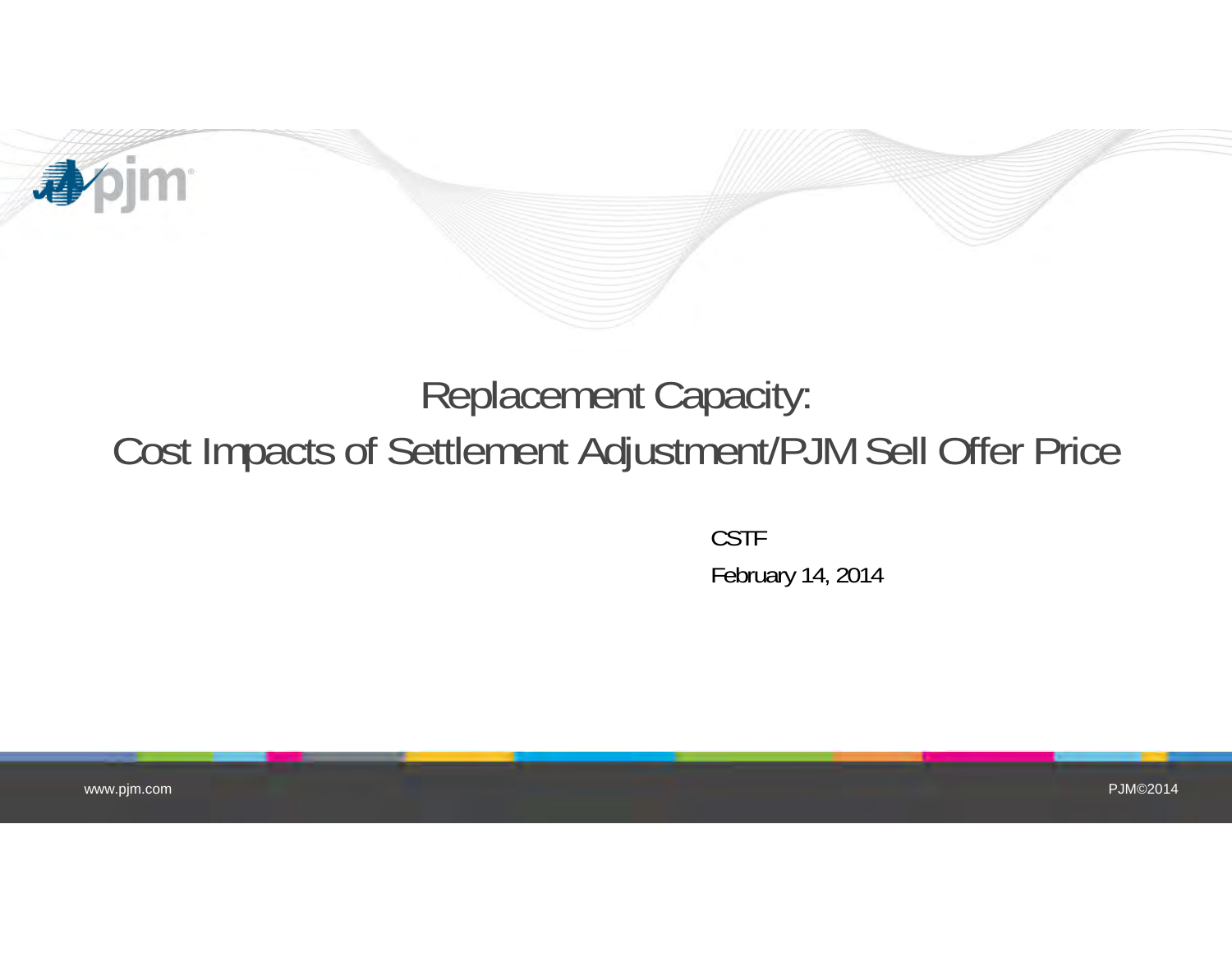# Replacement Capacity: Cost Impacts of Settlement Adjustment/PJM Sell Offer Price

CSTF

February 14, 2014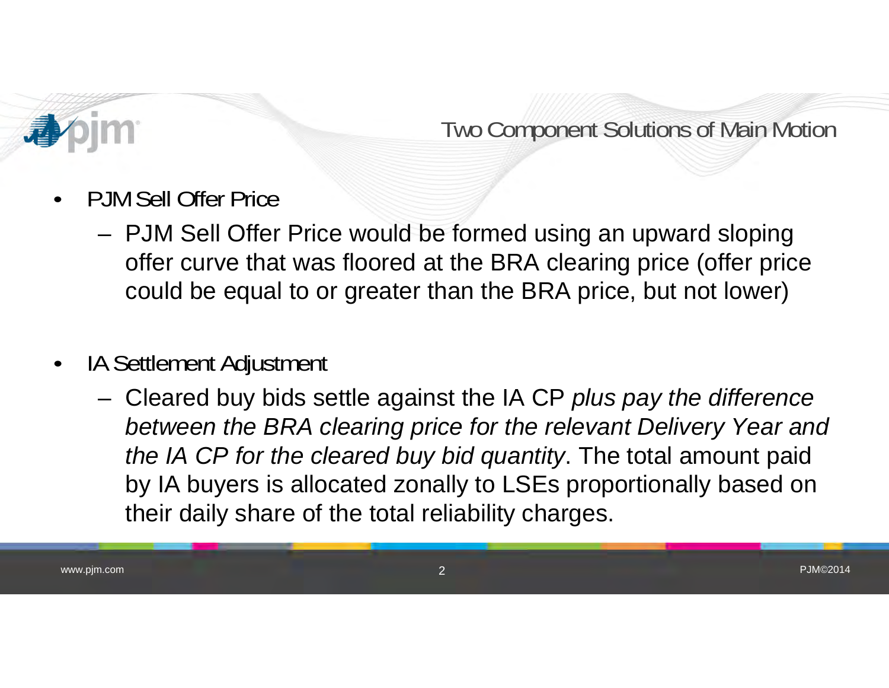## Two Component Solutions of Main Motion

- PJM Sell Offer Price
  - PJM Sell Offer Price would be formed using an upward sloping offer curve that was floored at the BRA clearing price (offer price could be equal to or greater than the BRA price, but not lower)

- IA Settlement Adjustment
  - Cleared buy bids settle against the IA CP *plus pay the difference between the BRA clearing price for the relevant Delivery Year and the IA CP for the cleared buy bid quantity*. The total amount paid by IA buyers is allocated zonally to LSEs proportionally based on their daily share of the total reliability charges.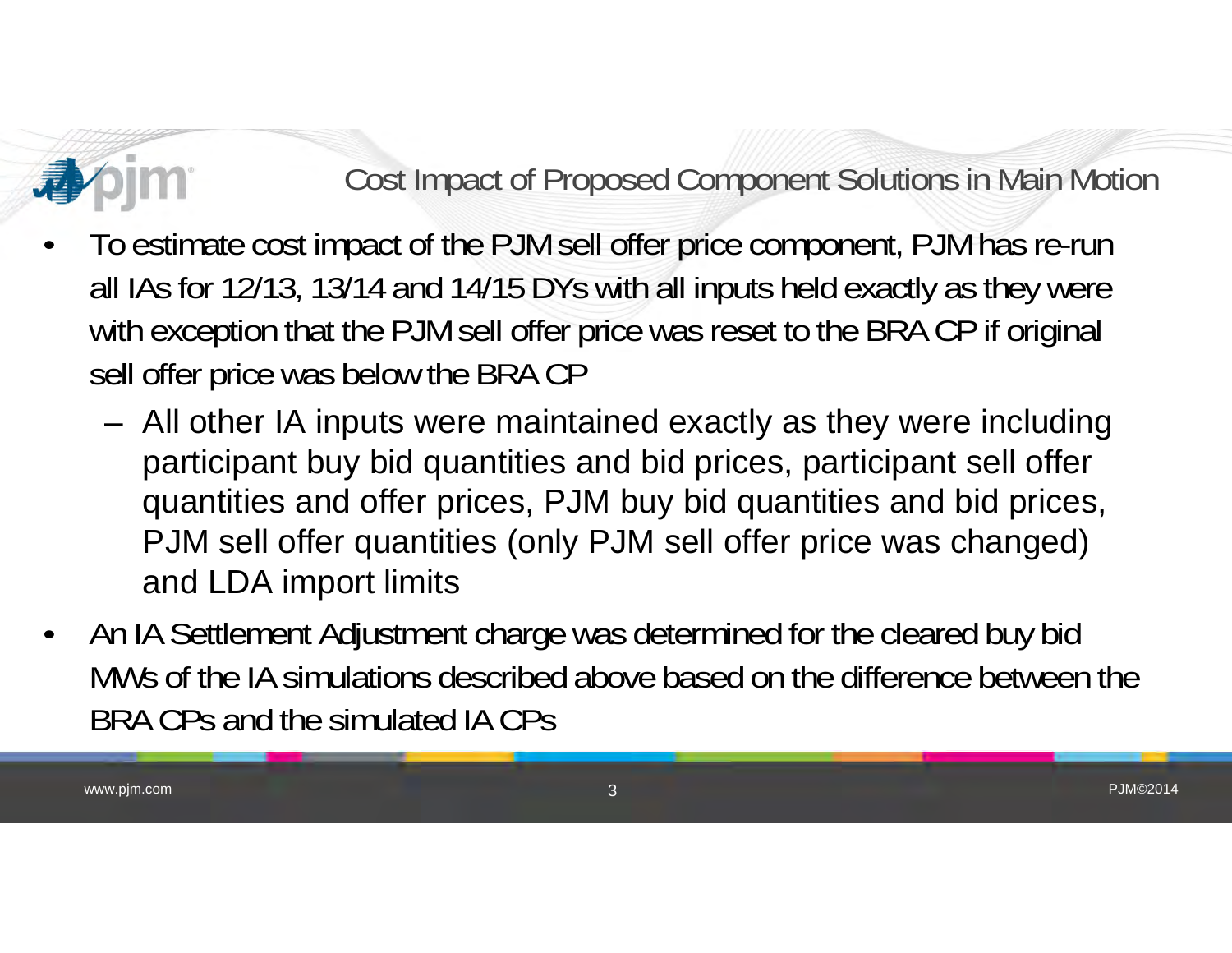## Cost Impact of Proposed Component Solutions in Main Motion

- To estimate cost impact of the PJM sell offer price component, PJM has re-run all IAs for 12/13, 13/14 and 14/15 DYs with all inputs held exactly as they were with exception that the PJM sell offer price was reset to the BRA CP if original sell offer price was below the BRA CP
  - All other IA inputs were maintained exactly as they were including participant buy bid quantities and bid prices, participant sell offer quantities and offer prices, PJM buy bid quantities and bid prices, PJM sell offer quantities (only PJM sell offer price was changed) and LDA import limits
- An IA Settlement Adjustment charge was determined for the cleared buy bid MWs of the IA simulations described above based on the difference between the BRA CPs and the simulated IA CPs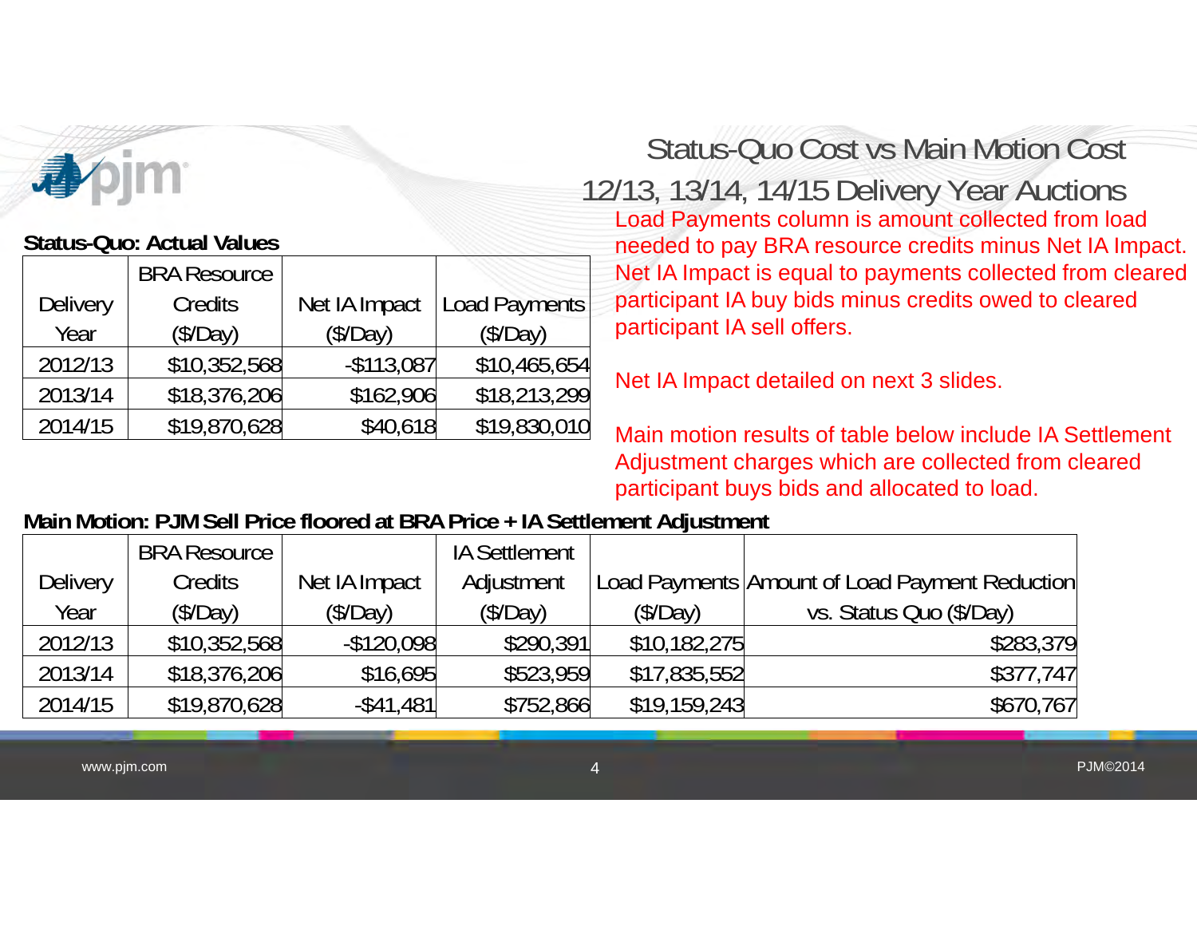# Status-Quo Cost vs Main Motion Cost

## 12/13, 13/14, 14/15 Delivery Year Auctions

Load Payments column is amount collected from load needed to pay BRA resource credits minus Net IA Impact. Net IA Impact is equal to payments collected from cleared participant IA buy bids minus credits owed to cleared participant IA sell offers.

Net IA Impact detailed on next 3 slides.

Main motion results of table below include IA Settlement Adjustment charges which are collected from cleared participant buys bids and allocated to load.

**Status-Quo: Actual Values**

| Delivery Year | BRA Resource Credits ($/Day) | Net IA Impact ($/Day) | Load Payments ($/Day) |
|---|---|---|---|
| 2012/13 | $10,352,568 | -$113,087 | $10,465,654 |
| 2013/14 | $18,376,206 | $162,906 | $18,213,299 |
| 2014/15 | $19,870,628 | $40,618 | $19,830,010 |

**Main Motion: PJM Sell Price floored at BRA Price + IA Settlement Adjustment**

| Delivery Year | BRA Resource Credits ($/Day) | Net IA Impact ($/Day) | IA Settlement Adjustment ($/Day) | Load Payments ($/Day) | Amount of Load Payment Reduction vs. Status Quo ($/Day) |
|---|---|---|---|---|---|
| 2012/13 | $10,352,568 | -$120,098 | $290,391 | $10,182,275 | $283,379 |
| 2013/14 | $18,376,206 | $16,695 | $523,959 | $17,835,552 | $377,747 |
| 2014/15 | $19,870,628 | -$41,481 | $752,866 | $19,159,243 | $670,767 |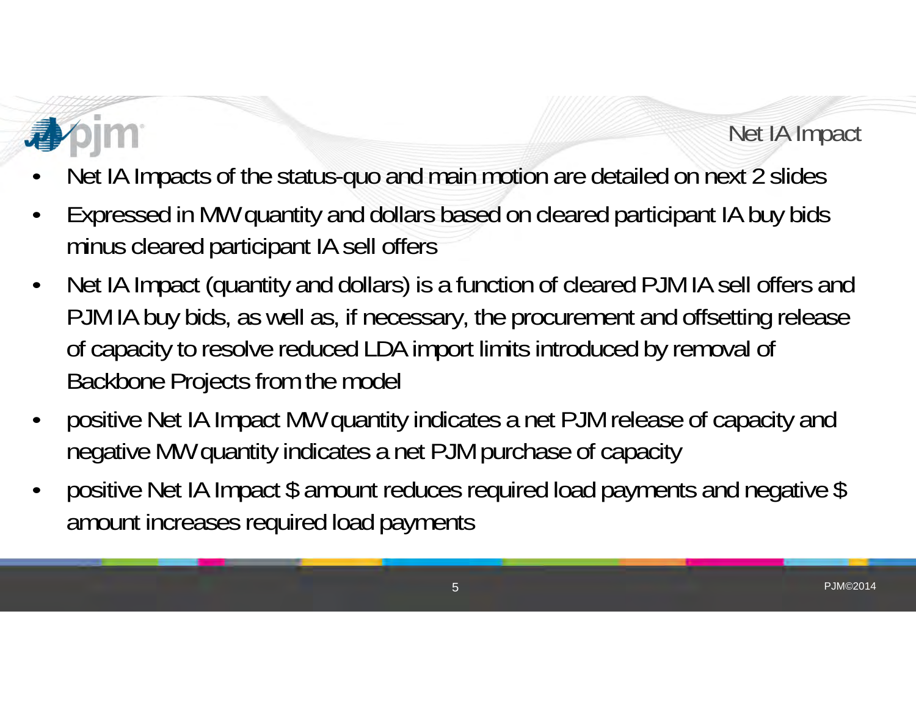## Net IA Impact

- Net IA Impacts of the status-quo and main motion are detailed on next 2 slides
- Expressed in MW quantity and dollars based on cleared participant IA buy bids minus cleared participant IA sell offers
- Net IA Impact (quantity and dollars) is a function of cleared PJM IA sell offers and PJM IA buy bids, as well as, if necessary, the procurement and offsetting release of capacity to resolve reduced LDA import limits introduced by removal of Backbone Projects from the model
- positive Net IA Impact MW quantity indicates a net PJM release of capacity and negative MW quantity indicates a net PJM purchase of capacity
- positive Net IA Impact $ amount reduces required load payments and negative $ amount increases required load payments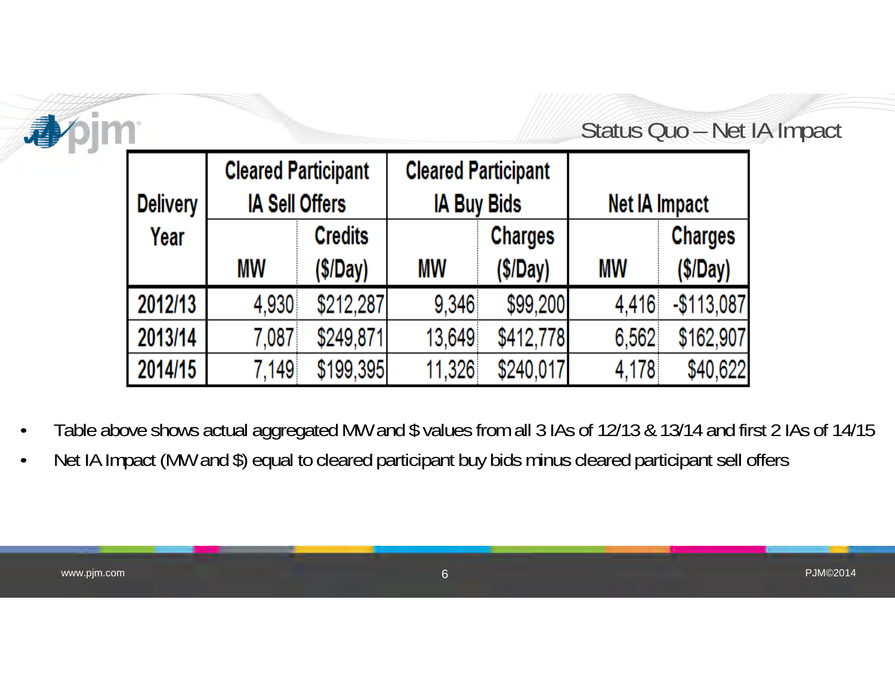## Status Quo – Net IA Impact

| Delivery Year | Cleared Participant IA Sell Offers | | Cleared Participant IA Buy Bids | | Net IA Impact | |
|---|---|---|---|---|---|---|
| | MW | Credits ($/Day) | MW | Charges ($/Day) | MW | Charges ($/Day) |
| 2012/13 | 4,930 | $212,287 | 9,346 | $99,200 | 4,416 | -$113,087 |
| 2013/14 | 7,087 | $249,871 | 13,649 | $412,778 | 6,562 | $162,907 |
| 2014/15 | 7,149 | $199,395 | 11,326 | $240,017 | 4,178 | $40,622 |

- Table above shows actual aggregated MW and $ values from all 3 IAs of 12/13 & 13/14 and first 2 IAs of 14/15
- Net IA Impact (MW and $) equal to cleared participant buy bids minus cleared participant sell offers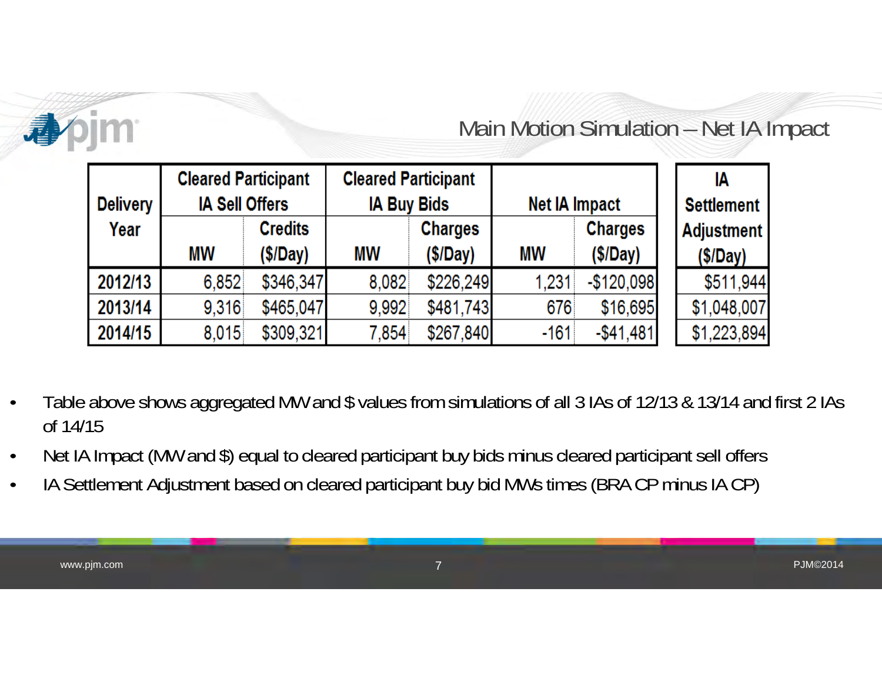# Main Motion Simulation – Net IA Impact

| Delivery Year | Cleared Participant IA Sell Offers | | Cleared Participant IA Buy Bids | | Net IA Impact | | IA Settlement Adjustment ($/Day) |
|---|---|---|---|---|---|---|---|
| | MW | Credits ($/Day) | MW | Charges ($/Day) | MW | Charges ($/Day) | |
| 2012/13 | 6,852 | $346,347 | 8,082 | $226,249 | 1,231 | -$120,098 | $511,944 |
| 2013/14 | 9,316 | $465,047 | 9,992 | $481,743 | 676 | $16,695 | $1,048,007 |
| 2014/15 | 8,015 | $309,321 | 7,854 | $267,840 | -161 | -$41,481 | $1,223,894 |

- Table above shows aggregated MW and $ values from simulations of all 3 IAs of 12/13 & 13/14 and first 2 IAs of 14/15
- Net IA Impact (MW and $) equal to cleared participant buy bids minus cleared participant sell offers
- IA Settlement Adjustment based on cleared participant buy bid MWs times (BRA CP minus IA CP)